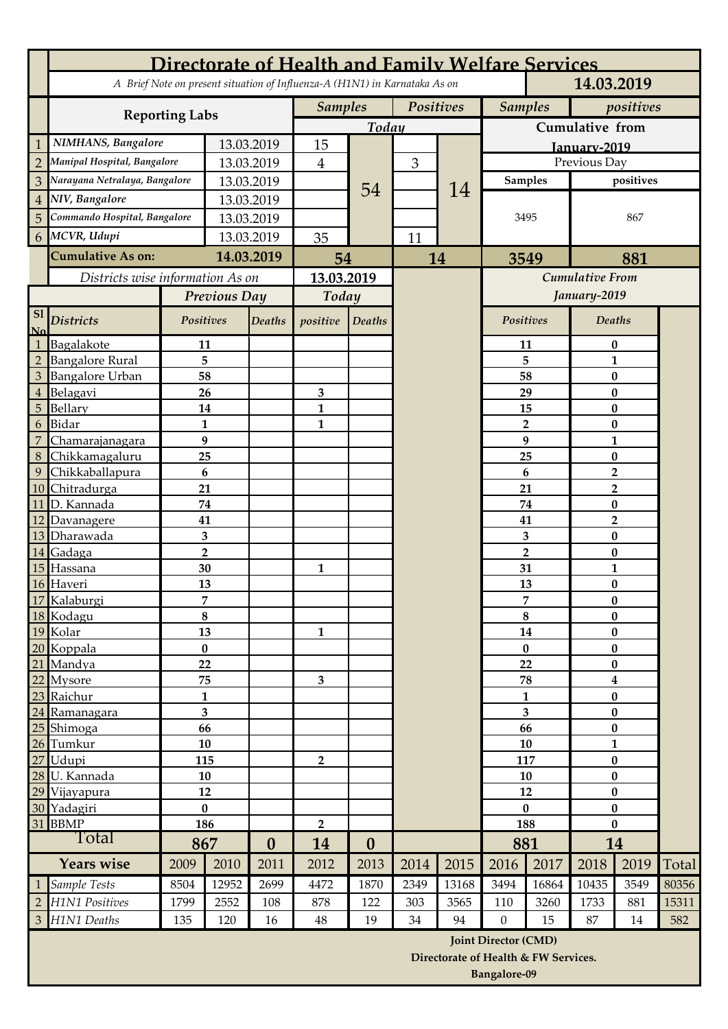# Directorate of Health and Family Welfare Services

A Brief Note on present situation of Influenza-A (H1N1) in Karnataka As on **14.03.2019**

| | Reporting Labs | | Samples | | Positives | | Samples | positives |
|---|---|---|---|---|---|---|---|---|
| | | | Today | | | | Cumulative from January-2019 | |
| | | | | | | | Previous Day | |
| | | | | | | | Samples | positives |
| 1 | NIMHANS, Bangalore | 13.03.2019 | 15 | 54 | | 14 | 3495 | 867 |
| 2 | Manipal Hospital, Bangalore | 13.03.2019 | 4 | | 3 | | | |
| 3 | Narayana Netralaya, Bangalore | 13.03.2019 | | | | | | |
| 4 | NIV, Bangalore | 13.03.2019 | | | | | | |
| 5 | Commando Hospital, Bangalore | 13.03.2019 | | | | | | |
| 6 | MCVR, Udupi | 13.03.2019 | 35 | | 11 | | | |
| | **Cumulative As on:** | **14.03.2019** | **54** | | **14** | | **3549** | **881** |

Districts wise information As on **13.03.2019**

| Sl No | Districts | Previous Day Positives | Previous Day Deaths | Today positive | Today Deaths | Cumulative From January-2019 Positives | Cumulative From January-2019 Deaths |
|---|---|---|---|---|---|---|---|
| 1 | Bagalakote | 11 | | | | 11 | 0 |
| 2 | Bangalore Rural | 5 | | | | 5 | 1 |
| 3 | Bangalore Urban | 58 | | | | 58 | 0 |
| 4 | Belagavi | 26 | | 3 | | 29 | 0 |
| 5 | Bellary | 14 | | 1 | | 15 | 0 |
| 6 | Bidar | 1 | | 1 | | 2 | 0 |
| 7 | Chamarajanagara | 9 | | | | 9 | 1 |
| 8 | Chikkamagaluru | 25 | | | | 25 | 0 |
| 9 | Chikkaballapura | 6 | | | | 6 | 2 |
| 10 | Chitradurga | 21 | | | | 21 | 2 |
| 11 | D. Kannada | 74 | | | | 74 | 0 |
| 12 | Davanagere | 41 | | | | 41 | 2 |
| 13 | Dharawada | 3 | | | | 3 | 0 |
| 14 | Gadaga | 2 | | | | 2 | 0 |
| 15 | Hassana | 30 | | 1 | | 31 | 1 |
| 16 | Haveri | 13 | | | | 13 | 0 |
| 17 | Kalaburgi | 7 | | | | 7 | 0 |
| 18 | Kodagu | 8 | | | | 8 | 0 |
| 19 | Kolar | 13 | | 1 | | 14 | 0 |
| 20 | Koppala | 0 | | | | 0 | 0 |
| 21 | Mandya | 22 | | | | 22 | 0 |
| 22 | Mysore | 75 | | 3 | | 78 | 4 |
| 23 | Raichur | 1 | | | | 1 | 0 |
| 24 | Ramanagara | 3 | | | | 3 | 0 |
| 25 | Shimoga | 66 | | | | 66 | 0 |
| 26 | Tumkur | 10 | | | | 10 | 1 |
| 27 | Udupi | 115 | | 2 | | 117 | 0 |
| 28 | U. Kannada | 10 | | | | 10 | 0 |
| 29 | Vijayapura | 12 | | | | 12 | 0 |
| 30 | Yadagiri | 0 | | | | 0 | 0 |
| 31 | BBMP | 186 | | 2 | | 188 | 0 |
| | **Total** | **867** | **0** | **14** | **0** | **881** | **14** |

| | Years wise | 2009 | 2010 | 2011 | 2012 | 2013 | 2014 | 2015 | 2016 | 2017 | 2018 | 2019 | Total |
|---|---|---|---|---|---|---|---|---|---|---|---|---|---|
| 1 | Sample Tests | 8504 | 12952 | 2699 | 4472 | 1870 | 2349 | 13168 | 3494 | 16864 | 10435 | 3549 | 80356 |
| 2 | H1N1 Positives | 1799 | 2552 | 108 | 878 | 122 | 303 | 3565 | 110 | 3260 | 1733 | 881 | 15311 |
| 3 | H1N1 Deaths | 135 | 120 | 16 | 48 | 19 | 34 | 94 | 0 | 15 | 87 | 14 | 582 |

**Joint Director (CMD)**
**Directorate of Health & FW Services.**
**Bangalore-09**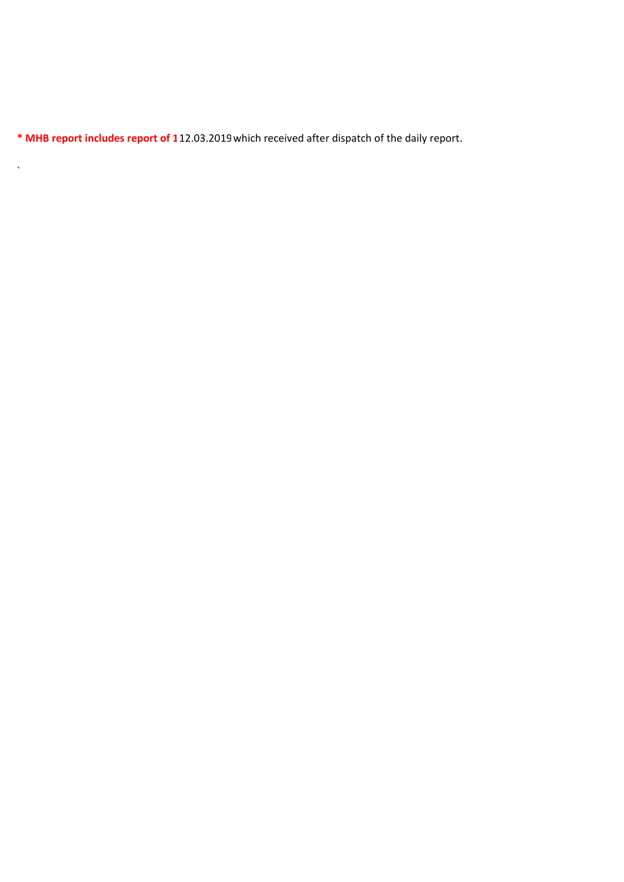**\* MHB report includes report of 1** 12.03.2019 which received after dispatch of the daily report.

`